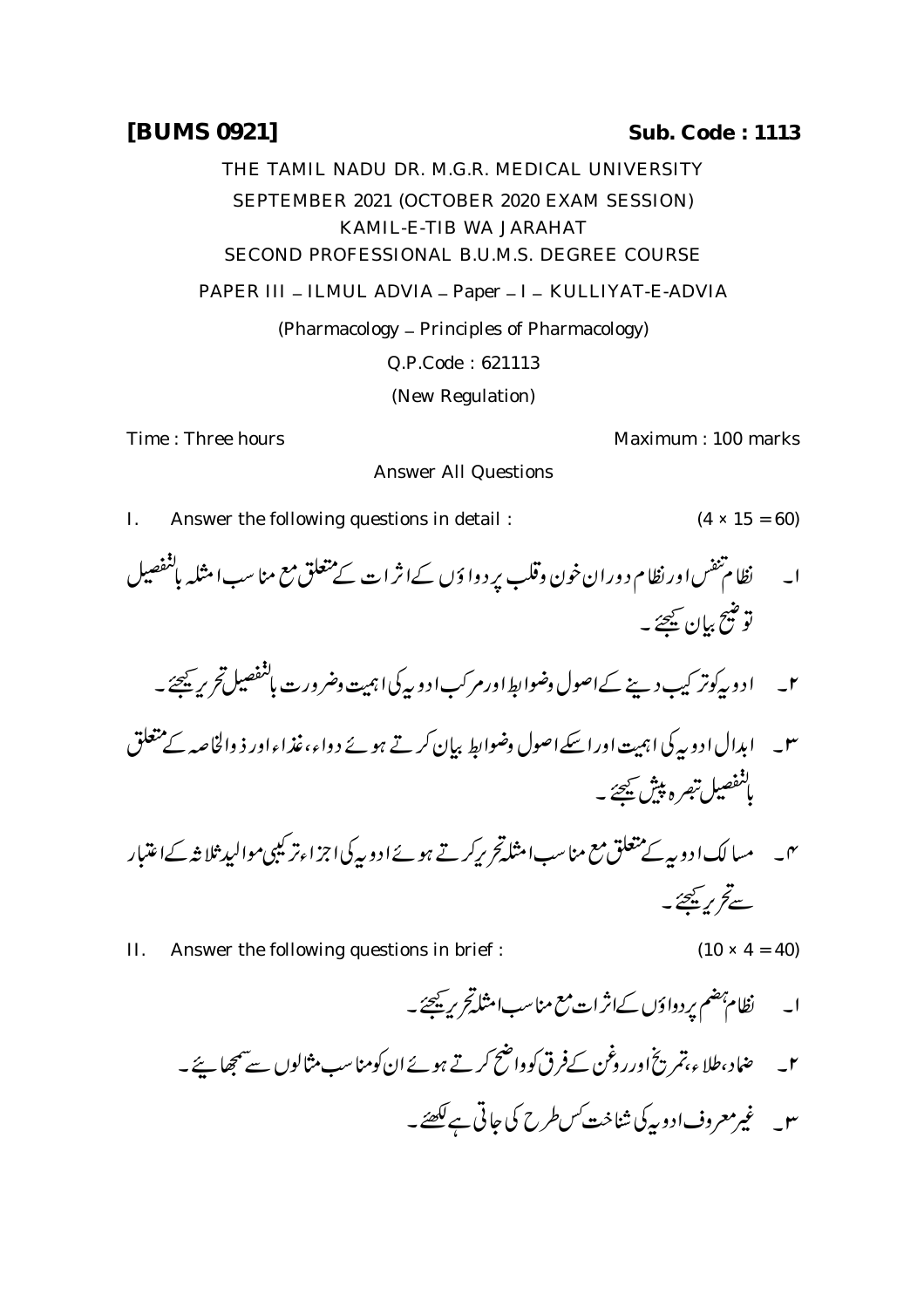**[BUMS 0921]** **Sub. Code : 1113**

THE TAMIL NADU DR. M.G.R. MEDICAL UNIVERSITY

SEPTEMBER 2021 (OCTOBER 2020 EXAM SESSION)

KAMIL-E-TIB WA JARAHAT

SECOND PROFESSIONAL B.U.M.S. DEGREE COURSE

PAPER III – ILMUL ADVIA – Paper – I – KULLIYAT-E-ADVIA

(Pharmacology – Principles of Pharmacology)

Q.P.Code : 621113

(New Regulation)

Time : Three hours Maximum : 100 marks

Answer All Questions

I. Answer the following questions in detail : (4 × 15 = 60)

۱۔ نظام تنفس اور نظام دوران خون وقلب پر دواؤں کے اثرات کے متعلق مع مناسب امثلہ بالتفصیل توضیح بیان کیجئے ۔

۲۔ ادویہ کو ترکیب دینے کے اصول وضوابط اور مرکب ادویہ کی اہمیت وضرورت بالتفصیل تحریر کیجئے ۔

۳۔ ابدال ادویہ کی اہمیت اور اسکے اصول وضوابط بیان کرتے ہوئے دواء، غذاء اور ذوالخاصہ کے متعلق بالتفصیل تبصرہ پیش کیجئے ۔

۴۔ مسالک ادویہ کے متعلق مع مناسب امثلہ تحریر کرتے ہوئے ادویہ کی اجزاء ترکیبی موالید ثلاثہ کے اعتبار سے تحریر کیجئے ۔

II. Answer the following questions in brief : (10 × 4 = 40)

۱۔ نظام ہضم پر دواؤں کے اثرات مع مناسب امثلہ تحریر کیجئے ۔

۲۔ ضماد، طلاء، تمریخ اور روغن کے فرق کو واضح کرتے ہوئے ان کو مناسب مثالوں سے سمجھائیے ۔

۳۔ غیر معروف ادویہ کی شناخت کس طرح کی جاتی ہے لکھئے ۔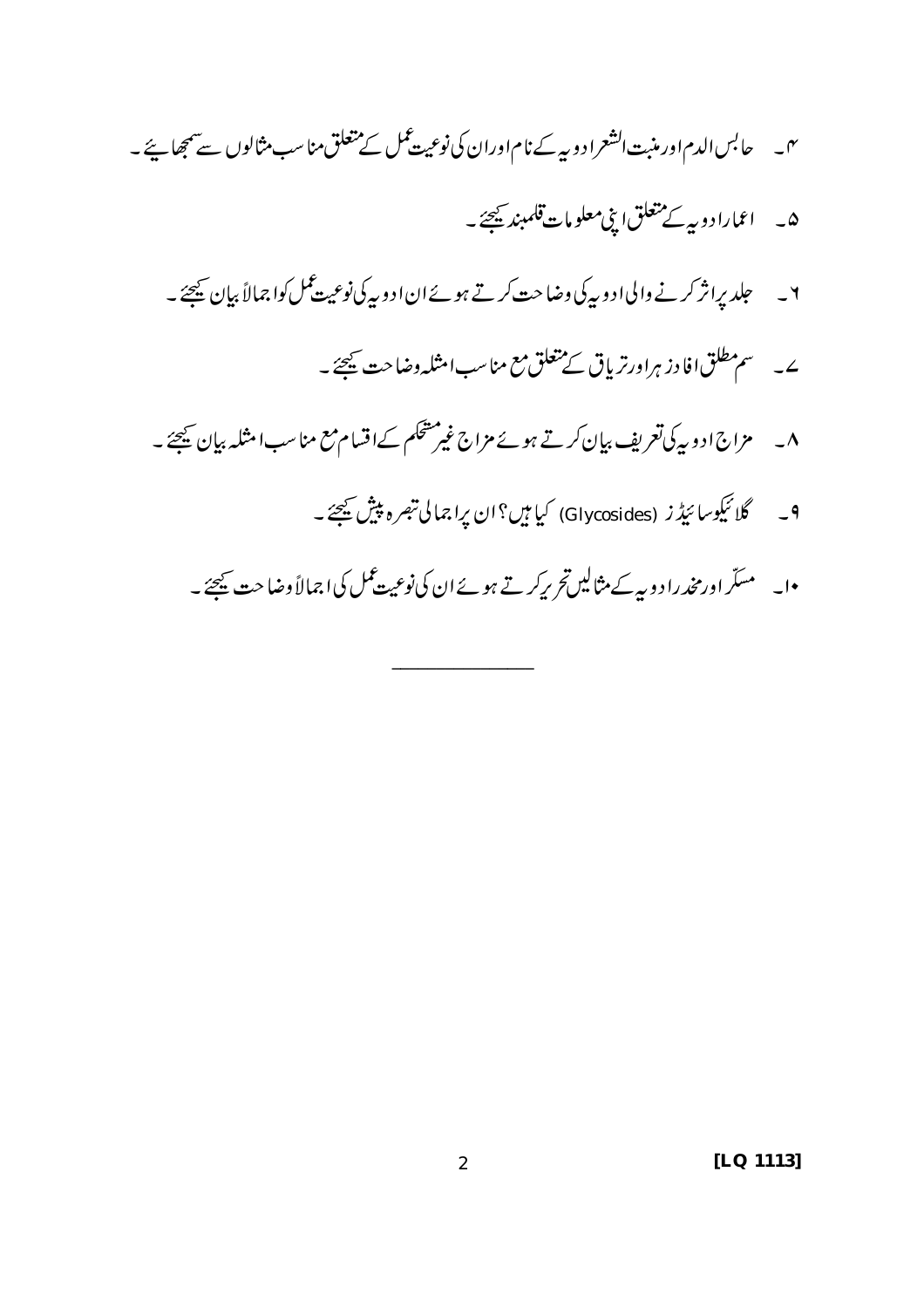۴۔ حابس الدم اور منبت الشعر ادویہ کے نام اور ان کی نوعیت عمل کے متعلق مناسب مثالوں سے سمجھائیے۔

۵۔ اعمار ادویہ کے متعلق اپنی معلومات قلمبند کیجئے۔

۶۔ جلد پر اثر کرنے والی ادویہ کی وضاحت کرتے ہوئے ان ادویہ کی نوعیت عمل کو اجمالاً بیان کیجئے۔

۷۔ سم مطلق افادزہر اور تریاق کے متعلق مع مناسب امثلہ وضاحت کیجئے۔

۸۔ مزاج ادویہ کی تعریف بیان کرتے ہوئے مزاج غیر مستحکم کے اقسام مع مناسب امثلہ بیان کیجئے۔

۹۔ گلائیکوسائیڈز (Glycosides) کیا ہیں؟ ان پر اجمالی تبصرہ پیش کیجئے۔

۱۰۔ مسکّر اور مخدر ادویہ کے مثالیں تحریر کرتے ہوئے ان کی نوعیت عمل کی اجمالاً وضاحت کیجئے۔

---

[LQ 1113]